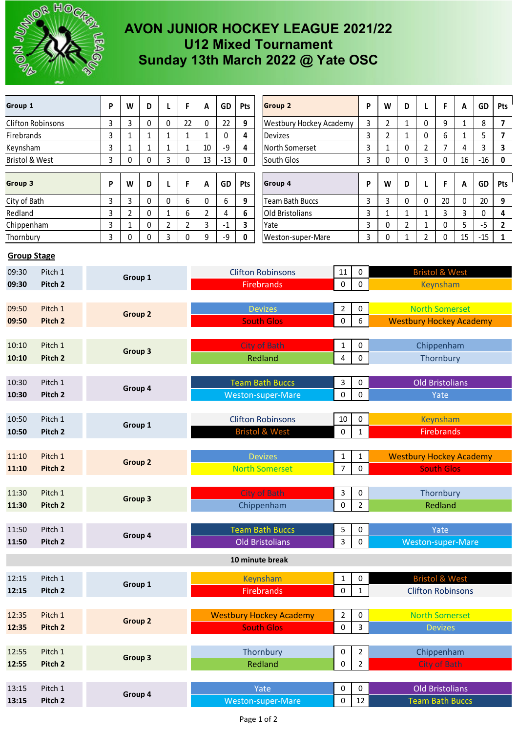# AVON JUNIOR HOCKEY LEAGUE 2021/22
## U12 Mixed Tournament
## Sunday 13th March 2022 @ Yate OSC

| Group 1 | P | W | D | L | F | A | GD | Pts |
|---|---|---|---|---|---|---|---|---|
| Clifton Robinsons | 3 | 3 | 0 | 0 | 22 | 0 | 22 | **9** |
| Firebrands | 3 | 1 | 1 | 1 | 1 | 1 | 0 | **4** |
| Keynsham | 3 | 1 | 1 | 1 | 1 | 10 | -9 | **4** |
| Bristol & West | 3 | 0 | 0 | 3 | 0 | 13 | -13 | **0** |

| Group 2 | P | W | D | L | F | A | GD | Pts |
|---|---|---|---|---|---|---|---|---|
| Westbury Hockey Academy | 3 | 2 | 1 | 0 | 9 | 1 | 8 | **7** |
| Devizes | 3 | 2 | 1 | 0 | 6 | 1 | 5 | **7** |
| North Somerset | 3 | 1 | 0 | 2 | 7 | 4 | 3 | **3** |
| South Glos | 3 | 0 | 0 | 3 | 0 | 16 | -16 | **0** |

| Group 3 | P | W | D | L | F | A | GD | Pts |
|---|---|---|---|---|---|---|---|---|
| City of Bath | 3 | 3 | 0 | 0 | 6 | 0 | 6 | **9** |
| Redland | 3 | 2 | 0 | 1 | 6 | 2 | 4 | **6** |
| Chippenham | 3 | 1 | 0 | 2 | 2 | 3 | -1 | **3** |
| Thornbury | 3 | 0 | 0 | 3 | 0 | 9 | -9 | **0** |

| Group 4 | P | W | D | L | F | A | GD | Pts |
|---|---|---|---|---|---|---|---|---|
| Team Bath Buccs | 3 | 3 | 0 | 0 | 20 | 0 | 20 | **9** |
| Old Bristolians | 3 | 1 | 1 | 1 | 3 | 3 | 0 | **4** |
| Yate | 3 | 0 | 2 | 1 | 0 | 5 | -5 | **2** |
| Weston-super-Mare | 3 | 0 | 1 | 2 | 0 | 15 | -15 | **1** |

**Group Stage**

| Time | Pitch | Group | Team | Score | Score | Team |
|---|---|---|---|---|---|---|
| 09:30 | Pitch 1 | Group 1 | Clifton Robinsons | 11 | 0 | Bristol & West |
| **09:30** | **Pitch 2** | Group 1 | Firebrands | 0 | 0 | Keynsham |
| 09:50 | Pitch 1 | Group 2 | Devizes | 2 | 0 | North Somerset |
| **09:50** | **Pitch 2** | Group 2 | South Glos | 0 | 6 | Westbury Hockey Academy |
| 10:10 | Pitch 1 | Group 3 | City of Bath | 1 | 0 | Chippenham |
| **10:10** | **Pitch 2** | Group 3 | Redland | 4 | 0 | Thornbury |
| 10:30 | Pitch 1 | Group 4 | Team Bath Buccs | 3 | 0 | Old Bristolians |
| **10:30** | **Pitch 2** | Group 4 | Weston-super-Mare | 0 | 0 | Yate |
| 10:50 | Pitch 1 | Group 1 | Clifton Robinsons | 10 | 0 | Keynsham |
| **10:50** | **Pitch 2** | Group 1 | Bristol & West | 0 | 1 | Firebrands |
| 11:10 | Pitch 1 | Group 2 | Devizes | 1 | 1 | Westbury Hockey Academy |
| **11:10** | **Pitch 2** | Group 2 | North Somerset | 7 | 0 | South Glos |
| 11:30 | Pitch 1 | Group 3 | City of Bath | 3 | 0 | Thornbury |
| **11:30** | **Pitch 2** | Group 3 | Chippenham | 0 | 2 | Redland |
| 11:50 | Pitch 1 | Group 4 | Team Bath Buccs | 5 | 0 | Yate |
| **11:50** | **Pitch 2** | Group 4 | Old Bristolians | 3 | 0 | Weston-super-Mare |
| | | | **10 minute break** | | | |
| 12:15 | Pitch 1 | Group 1 | Keynsham | 1 | 0 | Bristol & West |
| **12:15** | **Pitch 2** | Group 1 | Firebrands | 0 | 1 | Clifton Robinsons |
| 12:35 | Pitch 1 | Group 2 | Westbury Hockey Academy | 2 | 0 | North Somerset |
| **12:35** | **Pitch 2** | Group 2 | South Glos | 0 | 3 | Devizes |
| 12:55 | Pitch 1 | Group 3 | Thornbury | 0 | 2 | Chippenham |
| **12:55** | **Pitch 2** | Group 3 | Redland | 0 | 2 | City of Bath |
| 13:15 | Pitch 1 | Group 4 | Yate | 0 | 0 | Old Bristolians |
| **13:15** | **Pitch 2** | Group 4 | Weston-super-Mare | 0 | 12 | Team Bath Buccs |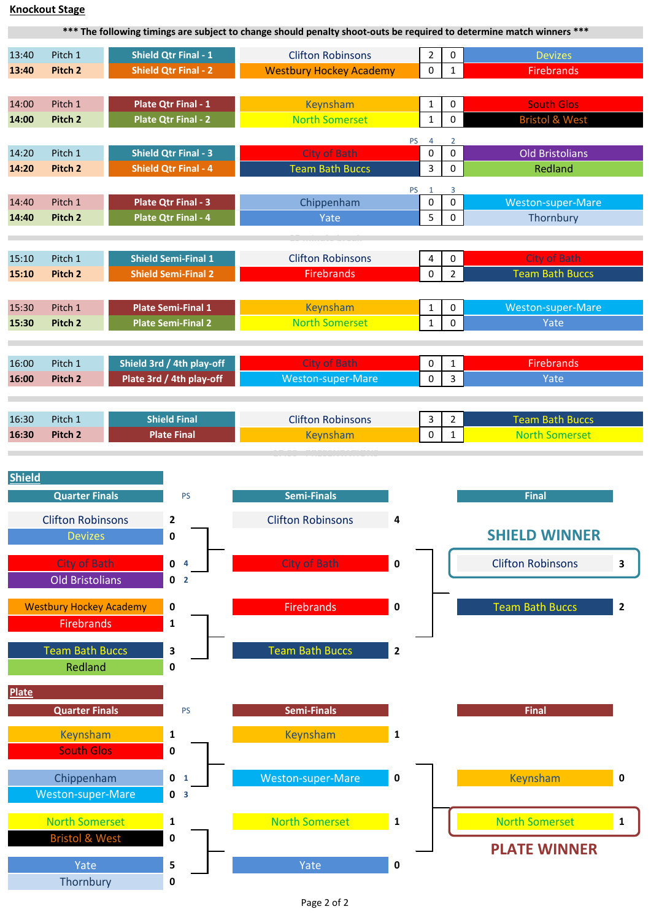## Knockout Stage

*** The following timings are subject to change should penalty shoot-outs be required to determine match winners ***

| Time | Pitch | Match | Team | Score | Score | Team |
|---|---|---|---|---|---|---|
| 13:40 | Pitch 1 | Shield Qtr Final - 1 | Clifton Robinsons | 2 | 0 | Devizes |
| 13:40 | Pitch 2 | Shield Qtr Final - 2 | Westbury Hockey Academy | 0 | 1 | Firebrands |
| 14:00 | Pitch 1 | Plate Qtr Final - 1 | Keynsham | 1 | 0 | South Glos |
| 14:00 | Pitch 2 | Plate Qtr Final - 2 | North Somerset | 1 | 0 | Bristol & West |
| | | | PS | 4 | 2 | |
| 14:20 | Pitch 1 | Shield Qtr Final - 3 | City of Bath | 0 | 0 | Old Bristolians |
| 14:20 | Pitch 2 | Shield Qtr Final - 4 | Team Bath Buccs | 3 | 0 | Redland |
| | | | PS | 1 | 3 | |
| 14:40 | Pitch 1 | Plate Qtr Final - 3 | Chippenham | 0 | 0 | Weston-super-Mare |
| 14:40 | Pitch 2 | Plate Qtr Final - 4 | Yate | 5 | 0 | Thornbury |
| 15:10 | Pitch 1 | Shield Semi-Final 1 | Clifton Robinsons | 4 | 0 | City of Bath |
| 15:10 | Pitch 2 | Shield Semi-Final 2 | Firebrands | 0 | 2 | Team Bath Buccs |
| 15:30 | Pitch 1 | Plate Semi-Final 1 | Keynsham | 1 | 0 | Weston-super-Mare |
| 15:30 | Pitch 2 | Plate Semi-Final 2 | North Somerset | 1 | 0 | Yate |
| 16:00 | Pitch 1 | Shield 3rd / 4th play-off | City of Bath | 0 | 1 | Firebrands |
| 16:00 | Pitch 2 | Plate 3rd / 4th play-off | Weston-super-Mare | 0 | 3 | Yate |
| 16:30 | Pitch 1 | Shield Final | Clifton Robinsons | 3 | 2 | Team Bath Buccs |
| 16:30 | Pitch 2 | Plate Final | Keynsham | 0 | 1 | North Somerset |

### Shield

**Quarter Finals** (PS)

- Clifton Robinsons 2 – Devizes 0
- City of Bath 0 (PS 4) – Old Bristolians 0 (PS 2)
- Westbury Hockey Academy 0 – Firebrands 1
- Team Bath Buccs 3 – Redland 0

**Semi-Finals**

- Clifton Robinsons 4 – City of Bath 0
- Firebrands 0 – Team Bath Buccs 2

**Final**

- Clifton Robinsons 3 – Team Bath Buccs 2

**SHIELD WINNER:** Clifton Robinsons

### Plate

**Quarter Finals** (PS)

- Keynsham 1 – South Glos 0
- Chippenham 0 (PS 1) – Weston-super-Mare 0 (PS 3)
- North Somerset 1 – Bristol & West 0
- Yate 5 – Thornbury 0

**Semi-Finals**

- Keynsham 1 – Weston-super-Mare 0
- North Somerset 1 – Yate 0

**Final**

- Keynsham 0 – North Somerset 1

**PLATE WINNER:** North Somerset